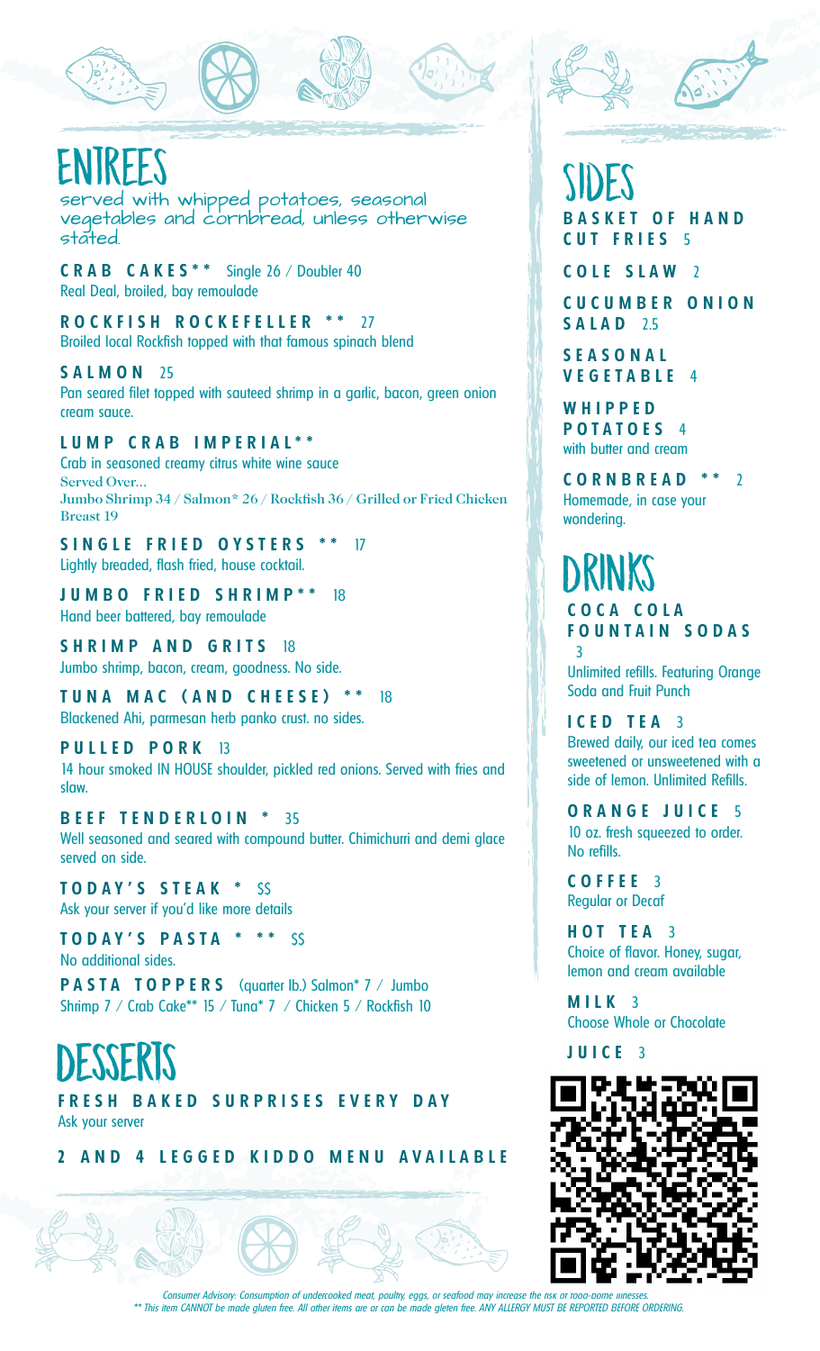# ENTREES

served with whipped potatoes, seasonal vegetables and cornbread, unless otherwise stated.

**CRAB CAKES**** Single 26 / Doubler 40
Real Deal, broiled, bay remoulade

**ROCKFISH ROCKEFELLER **** 27
Broiled local Rockfish topped with that famous spinach blend

**SALMON** 25
Pan seared filet topped with sauteed shrimp in a garlic, bacon, green onion cream sauce.

**LUMP CRAB IMPERIAL****
Crab in seasoned creamy citrus white wine sauce
Served Over...
Jumbo Shrimp 34 / Salmon* 26 / Rockfish 36 / Grilled or Fried Chicken Breast 19

**SINGLE FRIED OYSTERS **** 17
Lightly breaded, flash fried, house cocktail.

**JUMBO FRIED SHRIMP**** 18
Hand beer battered, bay remoulade

**SHRIMP AND GRITS** 18
Jumbo shrimp, bacon, cream, goodness. No side.

**TUNA MAC (AND CHEESE) **** 18
Blackened Ahi, parmesan herb panko crust. no sides.

**PULLED PORK** 13
14 hour smoked IN HOUSE shoulder, pickled red onions. Served with fries and slaw.

**BEEF TENDERLOIN *** 35
Well seasoned and seared with compound butter. Chimichurri and demi glace served on side.

**TODAY'S STEAK *** $$
Ask your server if you'd like more details

**TODAY'S PASTA * **** $$
No additional sides.

**PASTA TOPPERS** (quarter lb.) Salmon* 7 / Jumbo Shrimp 7 / Crab Cake** 15 / Tuna* 7 / Chicken 5 / Rockfish 10

# DESSERTS

**FRESH BAKED SURPRISES EVERY DAY**
Ask your server

**2 AND 4 LEGGED KIDDO MENU AVAILABLE**

# SIDES

**BASKET OF HAND CUT FRIES** 5

**COLE SLAW** 2

**CUCUMBER ONION SALAD** 2.5

**SEASONAL VEGETABLE** 4

**WHIPPED POTATOES** 4
with butter and cream

**CORNBREAD **** 2
Homemade, in case your wondering.

# DRINKS

**COCA COLA FOUNTAIN SODAS** 3
Unlimited refills. Featuring Orange Soda and Fruit Punch

**ICED TEA** 3
Brewed daily, our iced tea comes sweetened or unsweetened with a side of lemon. Unlimited Refills.

**ORANGE JUICE** 5
10 oz. fresh squeezed to order. No refills.

**COFFEE** 3
Regular or Decaf

**HOT TEA** 3
Choice of flavor. Honey, sugar, lemon and cream available

**MILK** 3
Choose Whole or Chocolate

**JUICE** 3

*Consumer Advisory: Consumption of undercooked meat, poultry, eggs, or seafood may increase the risk of food-borne illnesses.*
*** This item CANNOT be made gluten free. All other items are or can be made gleten free. ANY ALLERGY MUST BE REPORTED BEFORE ORDERING.*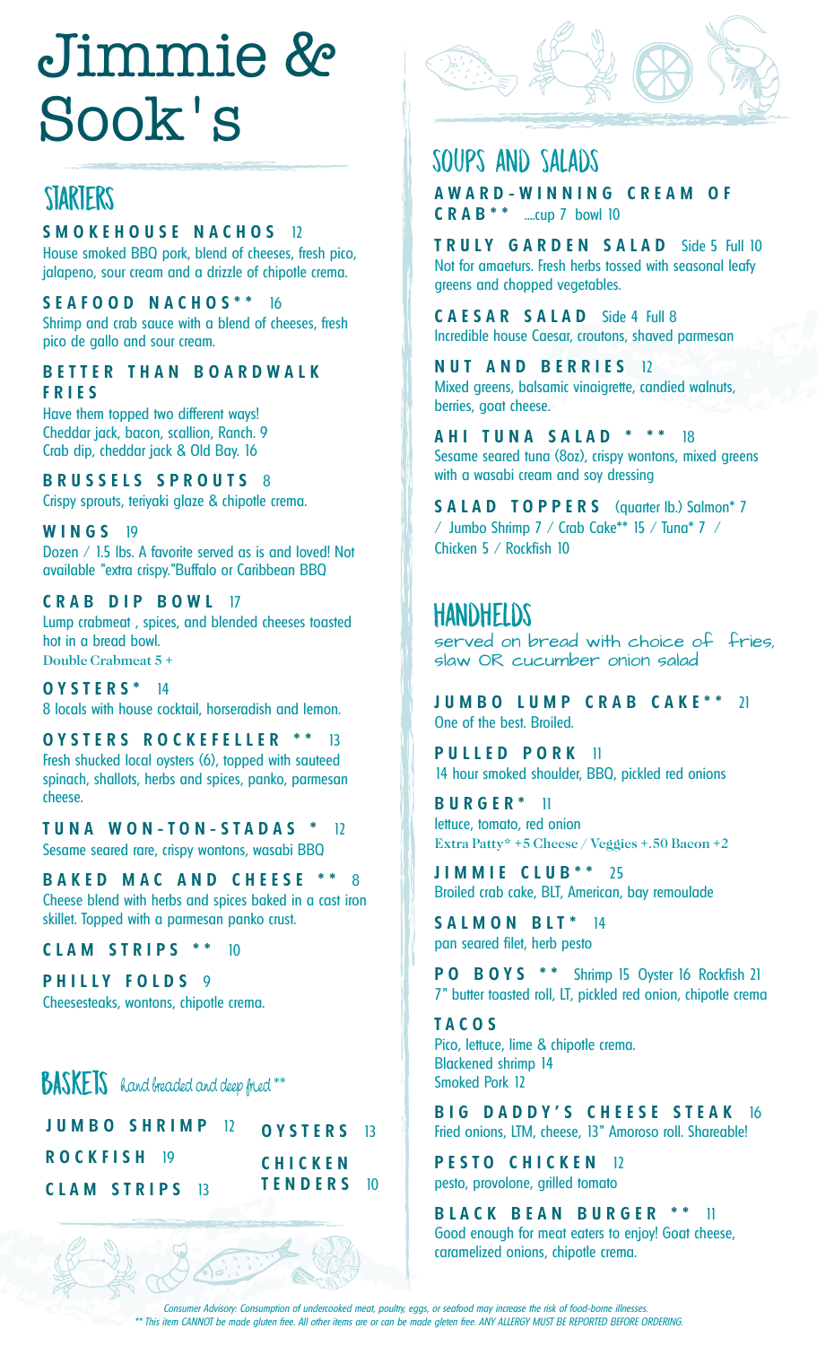# Jimmie & Sook's

## STARTERS

**SMOKEHOUSE NACHOS** 12
House smoked BBQ pork, blend of cheeses, fresh pico, jalapeno, sour cream and a drizzle of chipotle crema.

**SEAFOOD NACHOS**** 16
Shrimp and crab sauce with a blend of cheeses, fresh pico de gallo and sour cream.

**BETTER THAN BOARDWALK FRIES**
Have them topped two different ways!
Cheddar jack, bacon, scallion, Ranch. 9
Crab dip, cheddar jack & Old Bay. 16

**BRUSSELS SPROUTS** 8
Crispy sprouts, teriyaki glaze & chipotle crema.

**WINGS** 19
Dozen / 1.5 lbs. A favorite served as is and loved! Not available "extra crispy."Buffalo or Caribbean BBQ

**CRAB DIP BOWL** 17
Lump crabmeat , spices, and blended cheeses toasted hot in a bread bowl.
Double Crabmeat 5 +

**OYSTERS*** 14
8 locals with house cocktail, horseradish and lemon.

**OYSTERS ROCKEFELLER **** 13
Fresh shucked local oysters (6), topped with sauteed spinach, shallots, herbs and spices, panko, parmesan cheese.

**TUNA WON-TON-STADAS *** 12
Sesame seared rare, crispy wontons, wasabi BBQ

**BAKED MAC AND CHEESE **** 8
Cheese blend with herbs and spices baked in a cast iron skillet. Topped with a parmesan panko crust.

**CLAM STRIPS **** 10

**PHILLY FOLDS** 9
Cheesesteaks, wontons, chipotle crema.

## BASKETS *hand breaded and deep fried ***

**JUMBO SHRIMP** 12
**ROCKFISH** 19
**CLAM STRIPS** 13
**OYSTERS** 13
**CHICKEN TENDERS** 10

## SOUPS AND SALADS

**AWARD-WINNING CREAM OF CRAB**** ....cup 7 bowl 10

**TRULY GARDEN SALAD** Side 5 Full 10
Not for amaeturs. Fresh herbs tossed with seasonal leafy greens and chopped vegetables.

**CAESAR SALAD** Side 4 Full 8
Incredible house Caesar, croutons, shaved parmesan

**NUT AND BERRIES** 12
Mixed greens, balsamic vinaigrette, candied walnuts, berries, goat cheese.

**AHI TUNA SALAD * **** 18
Sesame seared tuna (8oz), crispy wontons, mixed greens with a wasabi cream and soy dressing

**SALAD TOPPERS** (quarter lb.) Salmon* 7 / Jumbo Shrimp 7 / Crab Cake** 15 / Tuna* 7 / Chicken 5 / Rockfish 10

## HANDHELDS

served on bread with choice of fries, slaw OR cucumber onion salad

**JUMBO LUMP CRAB CAKE**** 21
One of the best. Broiled.

**PULLED PORK** 11
14 hour smoked shoulder, BBQ, pickled red onions

**BURGER*** 11
lettuce, tomato, red onion
Extra Patty* +5 Cheese / Veggies +.50 Bacon +2

**JIMMIE CLUB**** 25
Broiled crab cake, BLT, American, bay remoulade

**SALMON BLT*** 14
pan seared filet, herb pesto

**PO BOYS **** Shrimp 15 Oyster 16 Rockfish 21
7" butter toasted roll, LT, pickled red onion, chipotle crema

**TACOS**
Pico, lettuce, lime & chipotle crema.
Blackened shrimp 14
Smoked Pork 12

**BIG DADDY'S CHEESE STEAK** 16
Fried onions, LTM, cheese, 13" Amoroso roll. Shareable!

**PESTO CHICKEN** 12
pesto, provolone, grilled tomato

**BLACK BEAN BURGER **** 11
Good enough for meat eaters to enjoy! Goat cheese, caramelized onions, chipotle crema.

*Consumer Advisory: Consumption of undercooked meat, poultry, eggs, or seafood may increase the risk of food-borne illnesses.*
*** This item CANNOT be made gluten free. All other items are or can be made gleten free. ANY ALLERGY MUST BE REPORTED BEFORE ORDERING.*